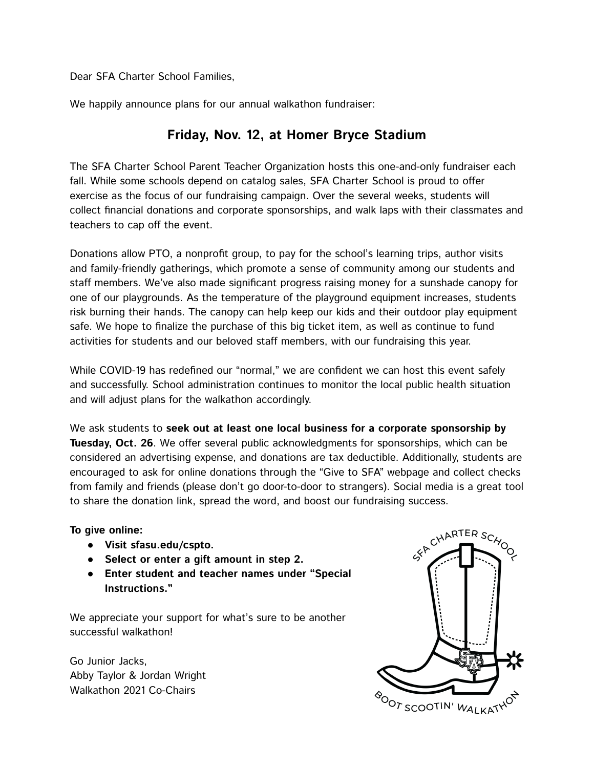Dear SFA Charter School Families,

We happily announce plans for our annual walkathon fundraiser:

## Friday, Nov. 12, at Homer Bryce Stadium

The SFA Charter School Parent Teacher Organization hosts this one-and-only fundraiser each fall. While some schools depend on catalog sales, SFA Charter School is proud to offer exercise as the focus of our fundraising campaign. Over the several weeks, students will collect financial donations and corporate sponsorships, and walk laps with their classmates and teachers to cap off the event.

Donations allow PTO, a nonprofit group, to pay for the school's learning trips, author visits and family-friendly gatherings, which promote a sense of community among our students and staff members. We've also made significant progress raising money for a sunshade canopy for one of our playgrounds. As the temperature of the playground equipment increases, students risk burning their hands. The canopy can help keep our kids and their outdoor play equipment safe. We hope to finalize the purchase of this big ticket item, as well as continue to fund activities for students and our beloved staff members, with our fundraising this year.

While COVID-19 has redefined our "normal," we are confident we can host this event safely and successfully. School administration continues to monitor the local public health situation and will adjust plans for the walkathon accordingly.

We ask students to **seek out at least one local business for a corporate sponsorship by Tuesday, Oct. 26**. We offer several public acknowledgments for sponsorships, which can be considered an advertising expense, and donations are tax deductible. Additionally, students are encouraged to ask for online donations through the "Give to SFA" webpage and collect checks from family and friends (please don't go door-to-door to strangers). Social media is a great tool to share the donation link, spread the word, and boost our fundraising success.

**To give online:**

- **Visit sfasu.edu/cspto.**
- **Select or enter a gift amount in step 2.**
- **Enter student and teacher names under "Special Instructions."**

We appreciate your support for what's sure to be another successful walkathon!

Go Junior Jacks,
Abby Taylor & Jordan Wright
Walkathon 2021 Co-Chairs

SFA CHARTER SCHOOL

BOOT SCOOTIN' WALKATHON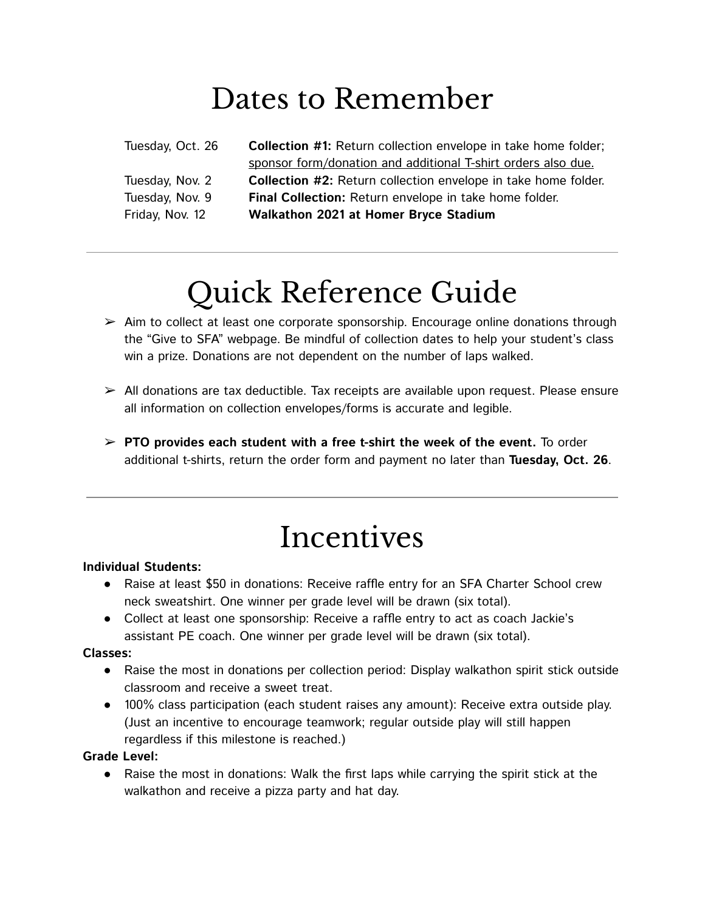# Dates to Remember

| | |
|---|---|
| Tuesday, Oct. 26 | **Collection #1:** Return collection envelope in take home folder; sponsor form/donation and additional T-shirt orders also due. |
| Tuesday, Nov. 2 | **Collection #2:** Return collection envelope in take home folder. |
| Tuesday, Nov. 9 | **Final Collection:** Return envelope in take home folder. |
| Friday, Nov. 12 | **Walkathon 2021 at Homer Bryce Stadium** |

---

# Quick Reference Guide

- Aim to collect at least one corporate sponsorship. Encourage online donations through the "Give to SFA" webpage. Be mindful of collection dates to help your student's class win a prize. Donations are not dependent on the number of laps walked.
- All donations are tax deductible. Tax receipts are available upon request. Please ensure all information on collection envelopes/forms is accurate and legible.
- **PTO provides each student with a free t-shirt the week of the event.** To order additional t-shirts, return the order form and payment no later than **Tuesday, Oct. 26**.

---

# Incentives

**Individual Students:**

- Raise at least $50 in donations: Receive raffle entry for an SFA Charter School crew neck sweatshirt. One winner per grade level will be drawn (six total).
- Collect at least one sponsorship: Receive a raffle entry to act as coach Jackie's assistant PE coach. One winner per grade level will be drawn (six total).

**Classes:**

- Raise the most in donations per collection period: Display walkathon spirit stick outside classroom and receive a sweet treat.
- 100% class participation (each student raises any amount): Receive extra outside play. (Just an incentive to encourage teamwork; regular outside play will still happen regardless if this milestone is reached.)

**Grade Level:**

- Raise the most in donations: Walk the first laps while carrying the spirit stick at the walkathon and receive a pizza party and hat day.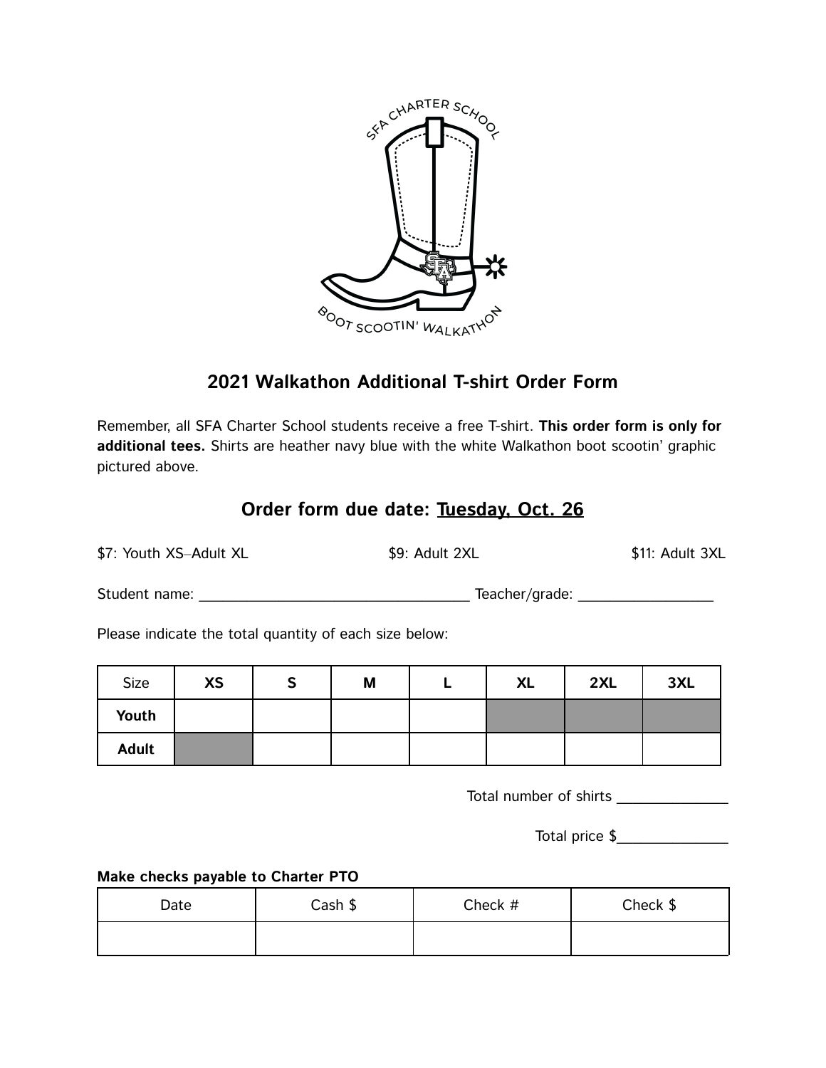SFA CHARTER SCHOOL

BOOT SCOOTIN' WALKATHON

## 2021 Walkathon Additional T-shirt Order Form

Remember, all SFA Charter School students receive a free T-shirt. **This order form is only for additional tees.** Shirts are heather navy blue with the white Walkathon boot scootin' graphic pictured above.

## Order form due date: <u>Tuesday, Oct. 26</u>

$7: Youth XS–Adult XL    $9: Adult 2XL    $11: Adult 3XL

Student name: ___________________________________ Teacher/grade: _________________

Please indicate the total quantity of each size below:

| Size | XS | S | M | L | XL | 2XL | 3XL |
|---|---|---|---|---|---|---|---|
| **Youth** | | | | | | | |
| **Adult** | | | | | | | |

Total number of shirts ______________

Total price $______________

**Make checks payable to Charter PTO**

| Date | Cash $ | Check # | Check $ |
|---|---|---|---|
| | | | |